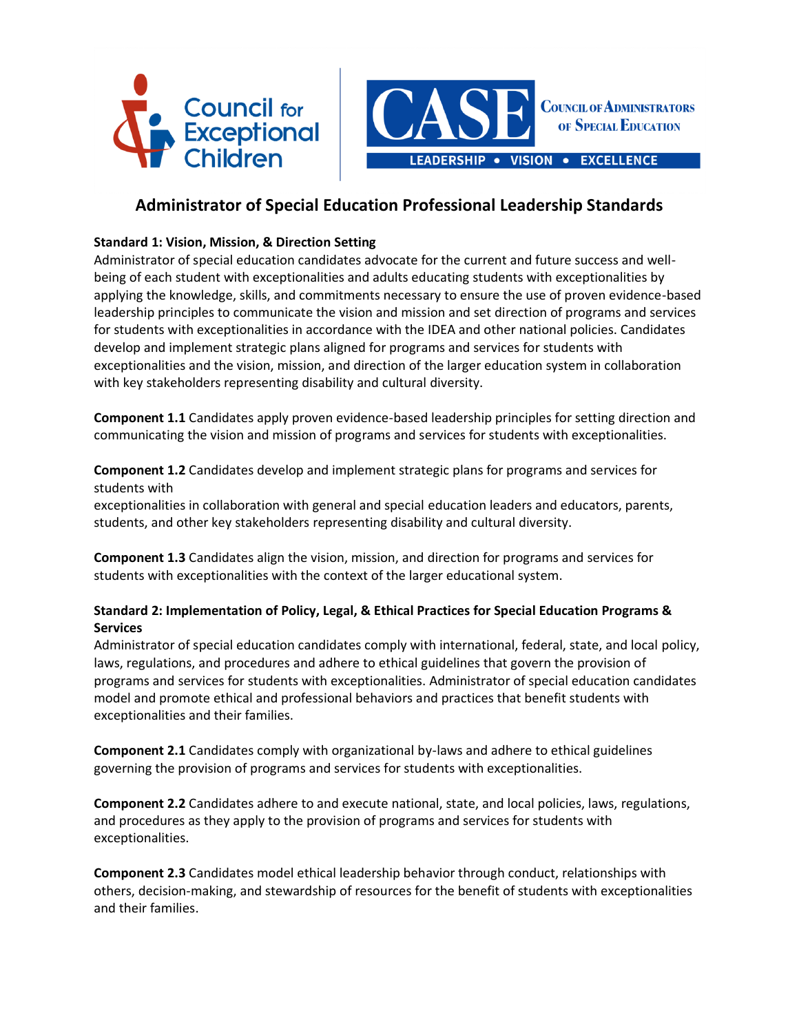Council for Exceptional Children

CASE — Council of Administrators of Special Education — LEADERSHIP • VISION • EXCELLENCE

# Administrator of Special Education Professional Leadership Standards

**Standard 1: Vision, Mission, & Direction Setting**
Administrator of special education candidates advocate for the current and future success and well-being of each student with exceptionalities and adults educating students with exceptionalities by applying the knowledge, skills, and commitments necessary to ensure the use of proven evidence-based leadership principles to communicate the vision and mission and set direction of programs and services for students with exceptionalities in accordance with the IDEA and other national policies. Candidates develop and implement strategic plans aligned for programs and services for students with exceptionalities and the vision, mission, and direction of the larger education system in collaboration with key stakeholders representing disability and cultural diversity.

**Component 1.1** Candidates apply proven evidence-based leadership principles for setting direction and communicating the vision and mission of programs and services for students with exceptionalities.

**Component 1.2** Candidates develop and implement strategic plans for programs and services for students with
exceptionalities in collaboration with general and special education leaders and educators, parents, students, and other key stakeholders representing disability and cultural diversity.

**Component 1.3** Candidates align the vision, mission, and direction for programs and services for students with exceptionalities with the context of the larger educational system.

**Standard 2: Implementation of Policy, Legal, & Ethical Practices for Special Education Programs & Services**
Administrator of special education candidates comply with international, federal, state, and local policy, laws, regulations, and procedures and adhere to ethical guidelines that govern the provision of programs and services for students with exceptionalities. Administrator of special education candidates model and promote ethical and professional behaviors and practices that benefit students with exceptionalities and their families.

**Component 2.1** Candidates comply with organizational by-laws and adhere to ethical guidelines governing the provision of programs and services for students with exceptionalities.

**Component 2.2** Candidates adhere to and execute national, state, and local policies, laws, regulations, and procedures as they apply to the provision of programs and services for students with exceptionalities.

**Component 2.3** Candidates model ethical leadership behavior through conduct, relationships with others, decision-making, and stewardship of resources for the benefit of students with exceptionalities and their families.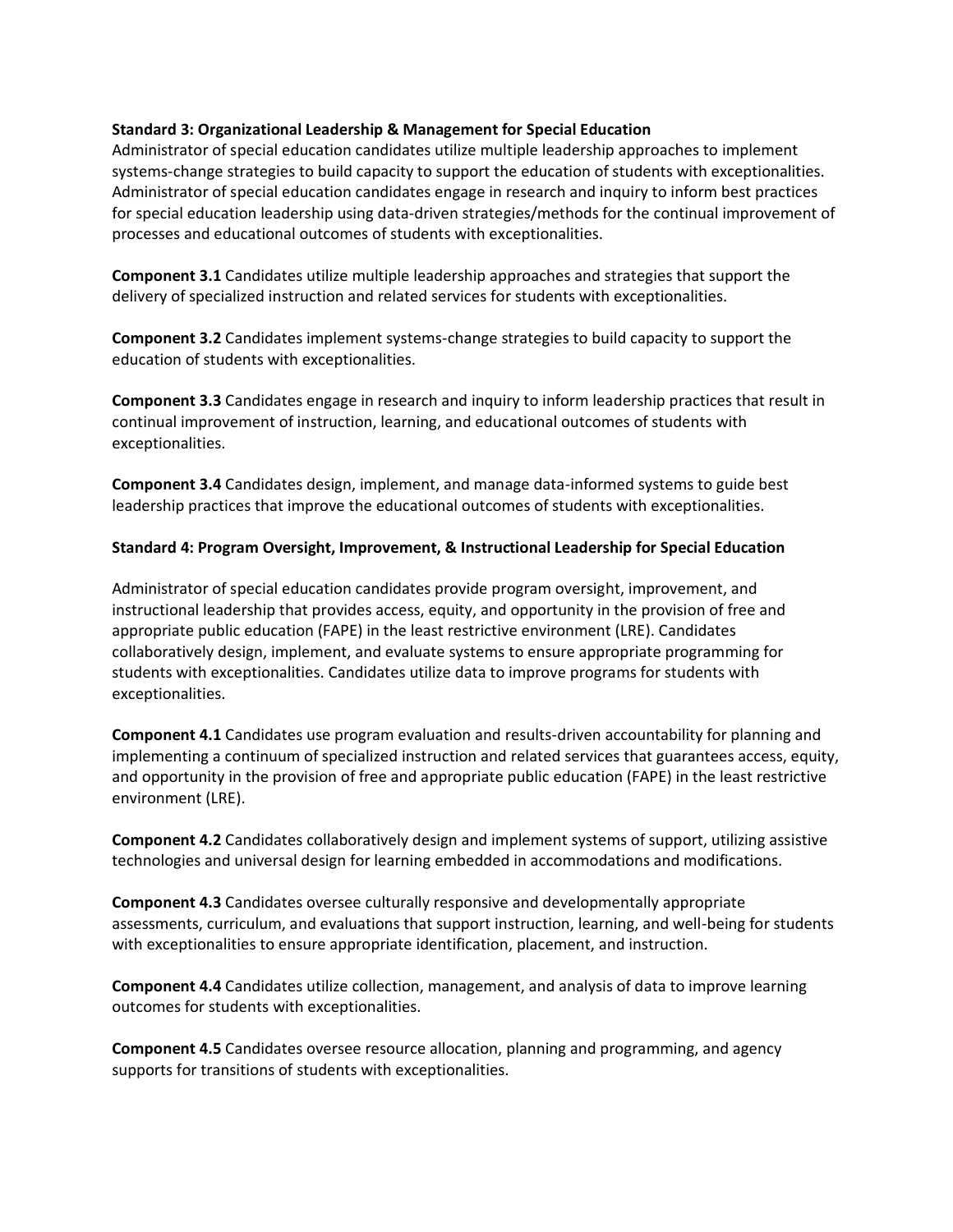**Standard 3: Organizational Leadership & Management for Special Education**

Administrator of special education candidates utilize multiple leadership approaches to implement systems-change strategies to build capacity to support the education of students with exceptionalities. Administrator of special education candidates engage in research and inquiry to inform best practices for special education leadership using data-driven strategies/methods for the continual improvement of processes and educational outcomes of students with exceptionalities.

**Component 3.1** Candidates utilize multiple leadership approaches and strategies that support the delivery of specialized instruction and related services for students with exceptionalities.

**Component 3.2** Candidates implement systems-change strategies to build capacity to support the education of students with exceptionalities.

**Component 3.3** Candidates engage in research and inquiry to inform leadership practices that result in continual improvement of instruction, learning, and educational outcomes of students with exceptionalities.

**Component 3.4** Candidates design, implement, and manage data-informed systems to guide best leadership practices that improve the educational outcomes of students with exceptionalities.

**Standard 4: Program Oversight, Improvement, & Instructional Leadership for Special Education**

Administrator of special education candidates provide program oversight, improvement, and instructional leadership that provides access, equity, and opportunity in the provision of free and appropriate public education (FAPE) in the least restrictive environment (LRE). Candidates collaboratively design, implement, and evaluate systems to ensure appropriate programming for students with exceptionalities. Candidates utilize data to improve programs for students with exceptionalities.

**Component 4.1** Candidates use program evaluation and results-driven accountability for planning and implementing a continuum of specialized instruction and related services that guarantees access, equity, and opportunity in the provision of free and appropriate public education (FAPE) in the least restrictive environment (LRE).

**Component 4.2** Candidates collaboratively design and implement systems of support, utilizing assistive technologies and universal design for learning embedded in accommodations and modifications.

**Component 4.3** Candidates oversee culturally responsive and developmentally appropriate assessments, curriculum, and evaluations that support instruction, learning, and well-being for students with exceptionalities to ensure appropriate identification, placement, and instruction.

**Component 4.4** Candidates utilize collection, management, and analysis of data to improve learning outcomes for students with exceptionalities.

**Component 4.5** Candidates oversee resource allocation, planning and programming, and agency supports for transitions of students with exceptionalities.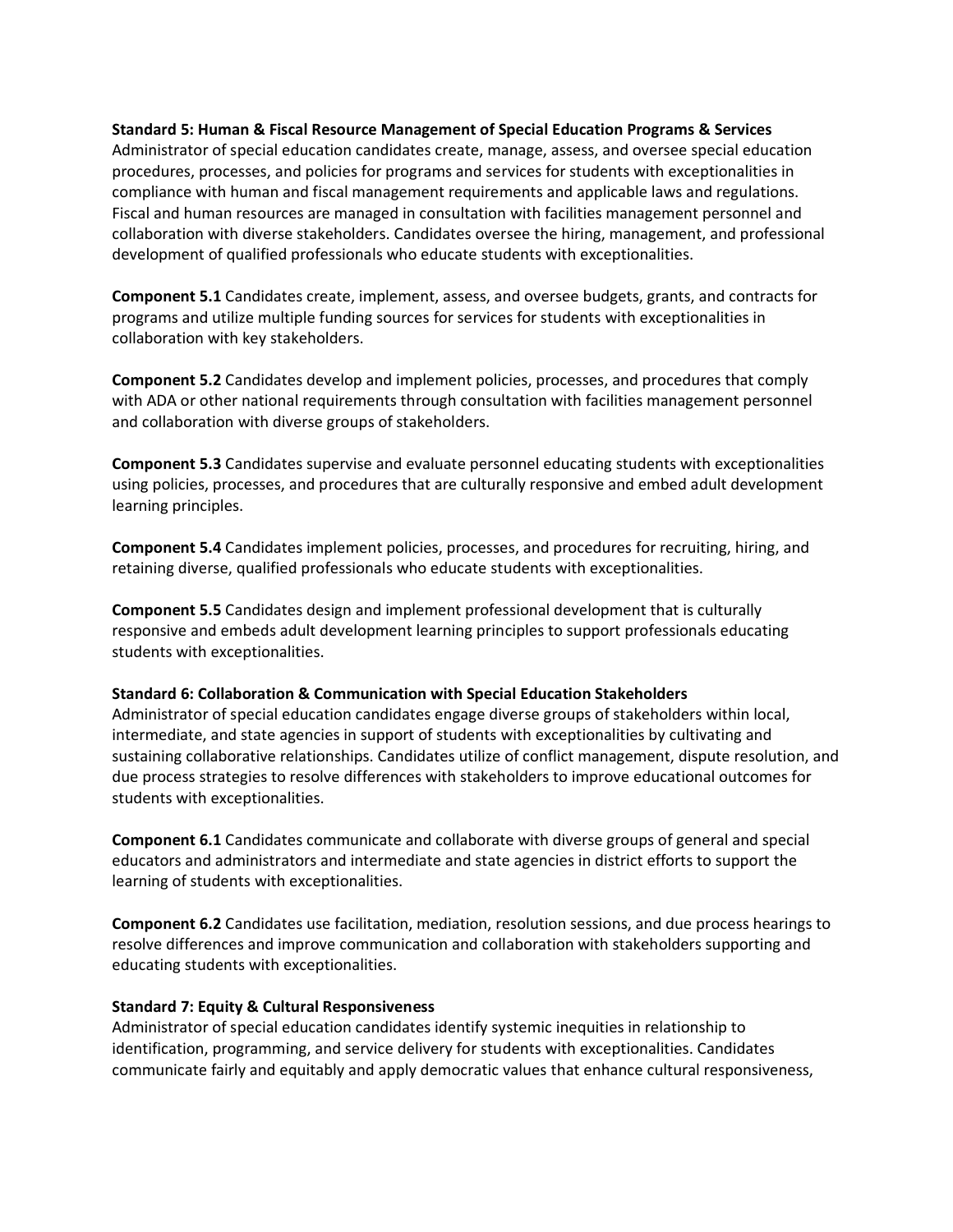**Standard 5: Human & Fiscal Resource Management of Special Education Programs & Services**
Administrator of special education candidates create, manage, assess, and oversee special education procedures, processes, and policies for programs and services for students with exceptionalities in compliance with human and fiscal management requirements and applicable laws and regulations. Fiscal and human resources are managed in consultation with facilities management personnel and collaboration with diverse stakeholders. Candidates oversee the hiring, management, and professional development of qualified professionals who educate students with exceptionalities.

**Component 5.1** Candidates create, implement, assess, and oversee budgets, grants, and contracts for programs and utilize multiple funding sources for services for students with exceptionalities in collaboration with key stakeholders.

**Component 5.2** Candidates develop and implement policies, processes, and procedures that comply with ADA or other national requirements through consultation with facilities management personnel and collaboration with diverse groups of stakeholders.

**Component 5.3** Candidates supervise and evaluate personnel educating students with exceptionalities using policies, processes, and procedures that are culturally responsive and embed adult development learning principles.

**Component 5.4** Candidates implement policies, processes, and procedures for recruiting, hiring, and retaining diverse, qualified professionals who educate students with exceptionalities.

**Component 5.5** Candidates design and implement professional development that is culturally responsive and embeds adult development learning principles to support professionals educating students with exceptionalities.

**Standard 6: Collaboration & Communication with Special Education Stakeholders**
Administrator of special education candidates engage diverse groups of stakeholders within local, intermediate, and state agencies in support of students with exceptionalities by cultivating and sustaining collaborative relationships. Candidates utilize of conflict management, dispute resolution, and due process strategies to resolve differences with stakeholders to improve educational outcomes for students with exceptionalities.

**Component 6.1** Candidates communicate and collaborate with diverse groups of general and special educators and administrators and intermediate and state agencies in district efforts to support the learning of students with exceptionalities.

**Component 6.2** Candidates use facilitation, mediation, resolution sessions, and due process hearings to resolve differences and improve communication and collaboration with stakeholders supporting and educating students with exceptionalities.

**Standard 7: Equity & Cultural Responsiveness**
Administrator of special education candidates identify systemic inequities in relationship to identification, programming, and service delivery for students with exceptionalities. Candidates communicate fairly and equitably and apply democratic values that enhance cultural responsiveness,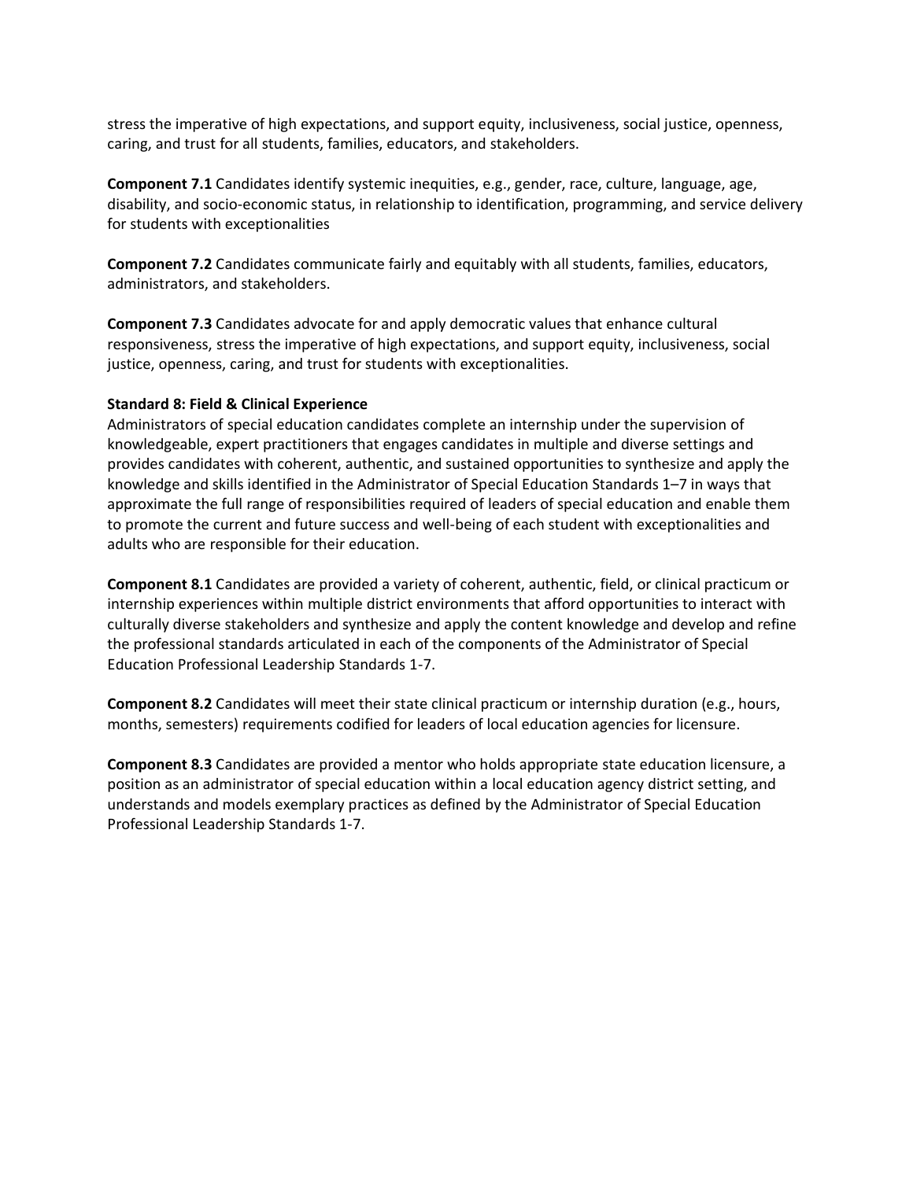stress the imperative of high expectations, and support equity, inclusiveness, social justice, openness, caring, and trust for all students, families, educators, and stakeholders.

**Component 7.1** Candidates identify systemic inequities, e.g., gender, race, culture, language, age, disability, and socio-economic status, in relationship to identification, programming, and service delivery for students with exceptionalities

**Component 7.2** Candidates communicate fairly and equitably with all students, families, educators, administrators, and stakeholders.

**Component 7.3** Candidates advocate for and apply democratic values that enhance cultural responsiveness, stress the imperative of high expectations, and support equity, inclusiveness, social justice, openness, caring, and trust for students with exceptionalities.

**Standard 8: Field & Clinical Experience**

Administrators of special education candidates complete an internship under the supervision of knowledgeable, expert practitioners that engages candidates in multiple and diverse settings and provides candidates with coherent, authentic, and sustained opportunities to synthesize and apply the knowledge and skills identified in the Administrator of Special Education Standards 1–7 in ways that approximate the full range of responsibilities required of leaders of special education and enable them to promote the current and future success and well-being of each student with exceptionalities and adults who are responsible for their education.

**Component 8.1** Candidates are provided a variety of coherent, authentic, field, or clinical practicum or internship experiences within multiple district environments that afford opportunities to interact with culturally diverse stakeholders and synthesize and apply the content knowledge and develop and refine the professional standards articulated in each of the components of the Administrator of Special Education Professional Leadership Standards 1-7.

**Component 8.2** Candidates will meet their state clinical practicum or internship duration (e.g., hours, months, semesters) requirements codified for leaders of local education agencies for licensure.

**Component 8.3** Candidates are provided a mentor who holds appropriate state education licensure, a position as an administrator of special education within a local education agency district setting, and understands and models exemplary practices as defined by the Administrator of Special Education Professional Leadership Standards 1-7.